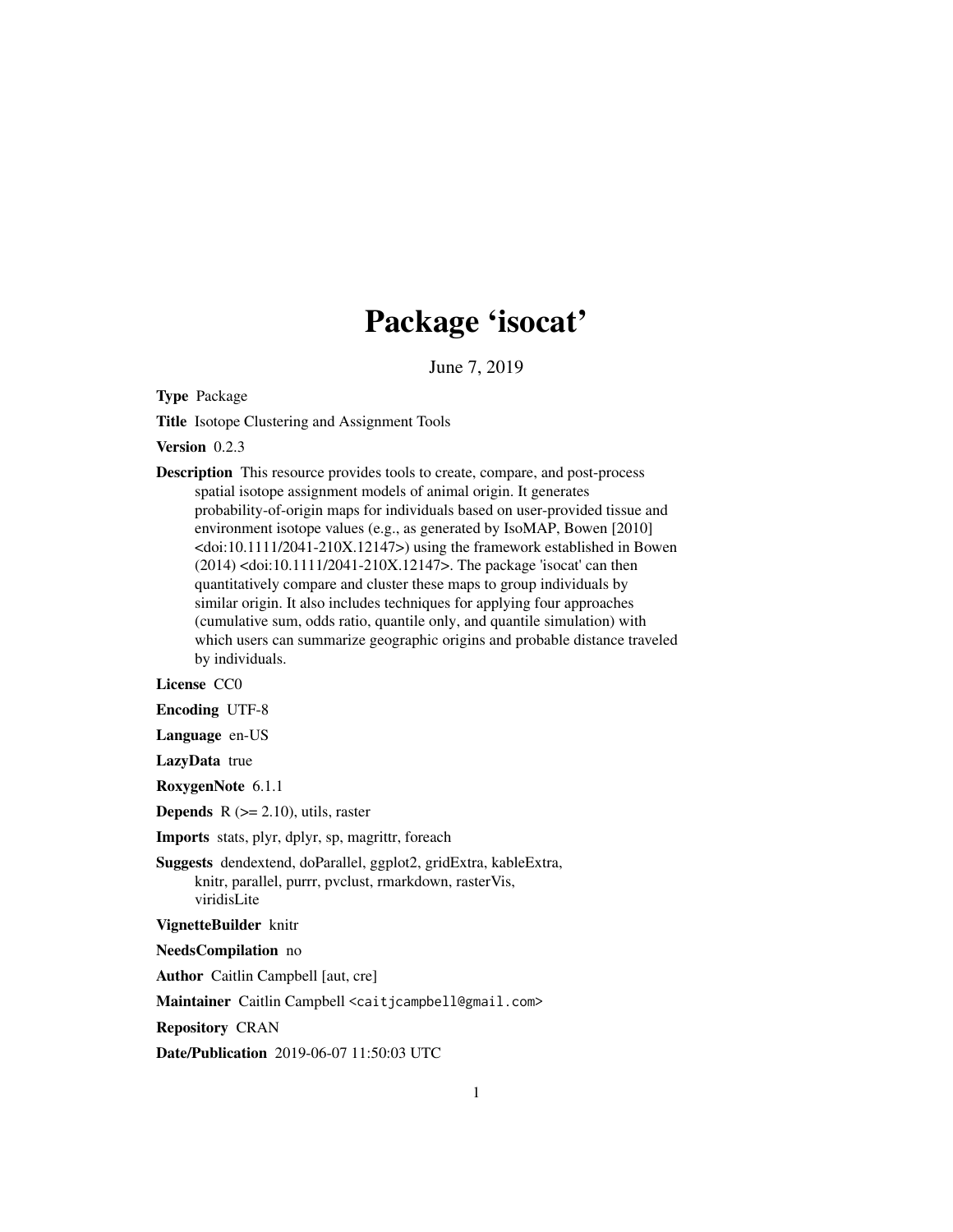# Package 'isocat'

June 7, 2019

**Type** Package

**Title** Isotope Clustering and Assignment Tools

**Version** 0.2.3

**Description** This resource provides tools to create, compare, and post-process spatial isotope assignment models of animal origin. It generates probability-of-origin maps for individuals based on user-provided tissue and environment isotope values (e.g., as generated by IsoMAP, Bowen [2010] <doi:10.1111/2041-210X.12147>) using the framework established in Bowen (2014) <doi:10.1111/2041-210X.12147>. The package 'isocat' can then quantitatively compare and cluster these maps to group individuals by similar origin. It also includes techniques for applying four approaches (cumulative sum, odds ratio, quantile only, and quantile simulation) with which users can summarize geographic origins and probable distance traveled by individuals.

**License** CC0

**Encoding** UTF-8

**Language** en-US

**LazyData** true

**RoxygenNote** 6.1.1

**Depends** R (>= 2.10), utils, raster

**Imports** stats, plyr, dplyr, sp, magrittr, foreach

**Suggests** dendextend, doParallel, ggplot2, gridExtra, kableExtra, knitr, parallel, purrr, pvclust, rmarkdown, rasterVis, viridisLite

**VignetteBuilder** knitr

**NeedsCompilation** no

**Author** Caitlin Campbell [aut, cre]

**Maintainer** Caitlin Campbell <caitjcampbell@gmail.com>

**Repository** CRAN

**Date/Publication** 2019-06-07 11:50:03 UTC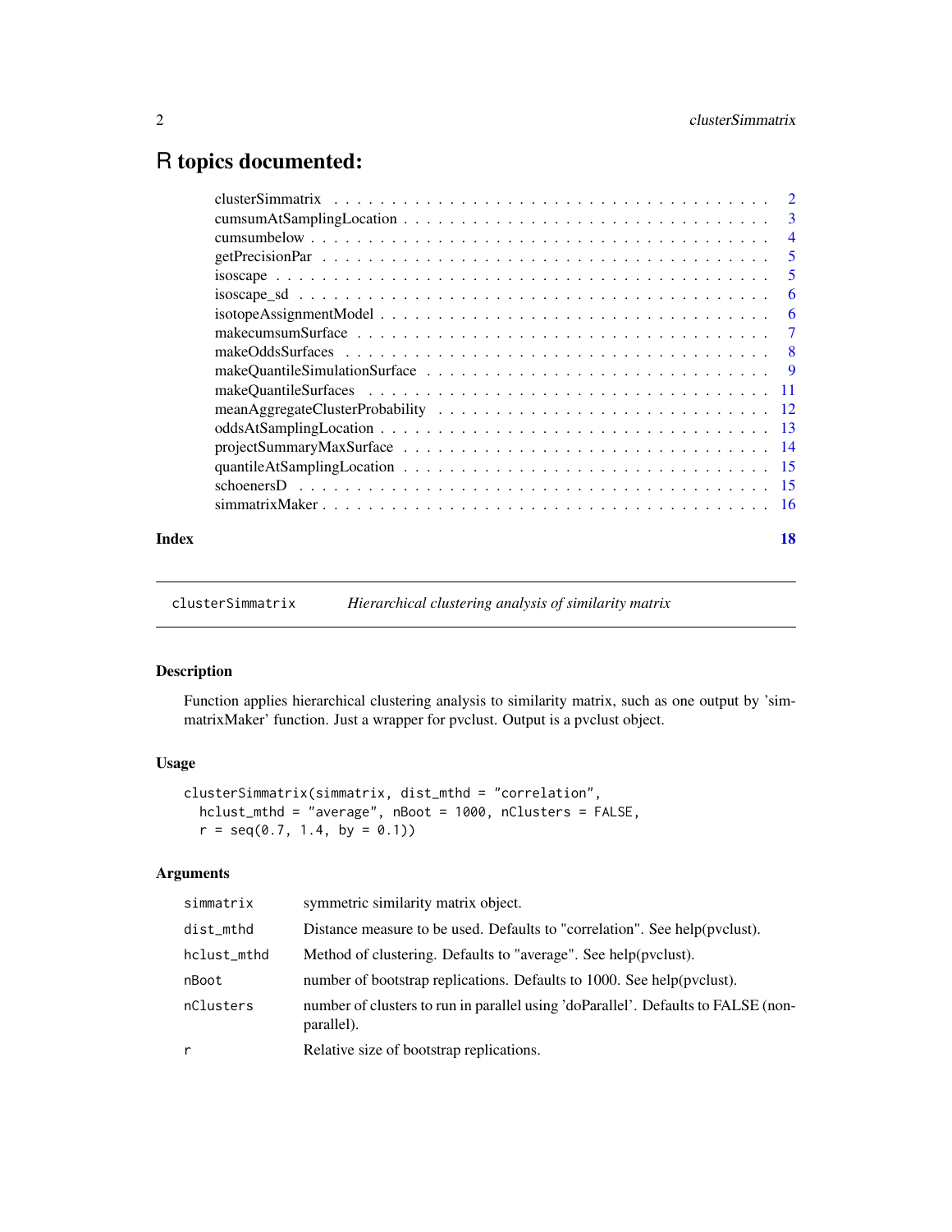# R topics documented:

| | |
|---|---|
| clusterSimmatrix | 2 |
| cumsumAtSamplingLocation | 3 |
| cumsumbelow | 4 |
| getPrecisionPar | 5 |
| isoscape | 5 |
| isoscape_sd | 6 |
| isotopeAssignmentModel | 6 |
| makecumsumSurface | 7 |
| makeOddsSurfaces | 8 |
| makeQuantileSimulationSurface | 9 |
| makeQuantileSurfaces | 11 |
| meanAggregateClusterProbability | 12 |
| oddsAtSamplingLocation | 13 |
| projectSummaryMaxSurface | 14 |
| quantileAtSamplingLocation | 15 |
| schoenersD | 15 |
| simmatrixMaker | 16 |
| **Index** | **18** |

---

## clusterSimmatrix — *Hierarchical clustering analysis of similarity matrix*

### Description

Function applies hierarchical clustering analysis to similarity matrix, such as one output by 'simmatrixMaker' function. Just a wrapper for pvclust. Output is a pvclust object.

### Usage

```
clusterSimmatrix(simmatrix, dist_mthd = "correlation",
  hclust_mthd = "average", nBoot = 1000, nClusters = FALSE,
  r = seq(0.7, 1.4, by = 0.1))
```

### Arguments

| | |
|---|---|
| `simmatrix` | symmetric similarity matrix object. |
| `dist_mthd` | Distance measure to be used. Defaults to "correlation". See help(pvclust). |
| `hclust_mthd` | Method of clustering. Defaults to "average". See help(pvclust). |
| `nBoot` | number of bootstrap replications. Defaults to 1000. See help(pvclust). |
| `nClusters` | number of clusters to run in parallel using 'doParallel'. Defaults to FALSE (non-parallel). |
| `r` | Relative size of bootstrap replications. |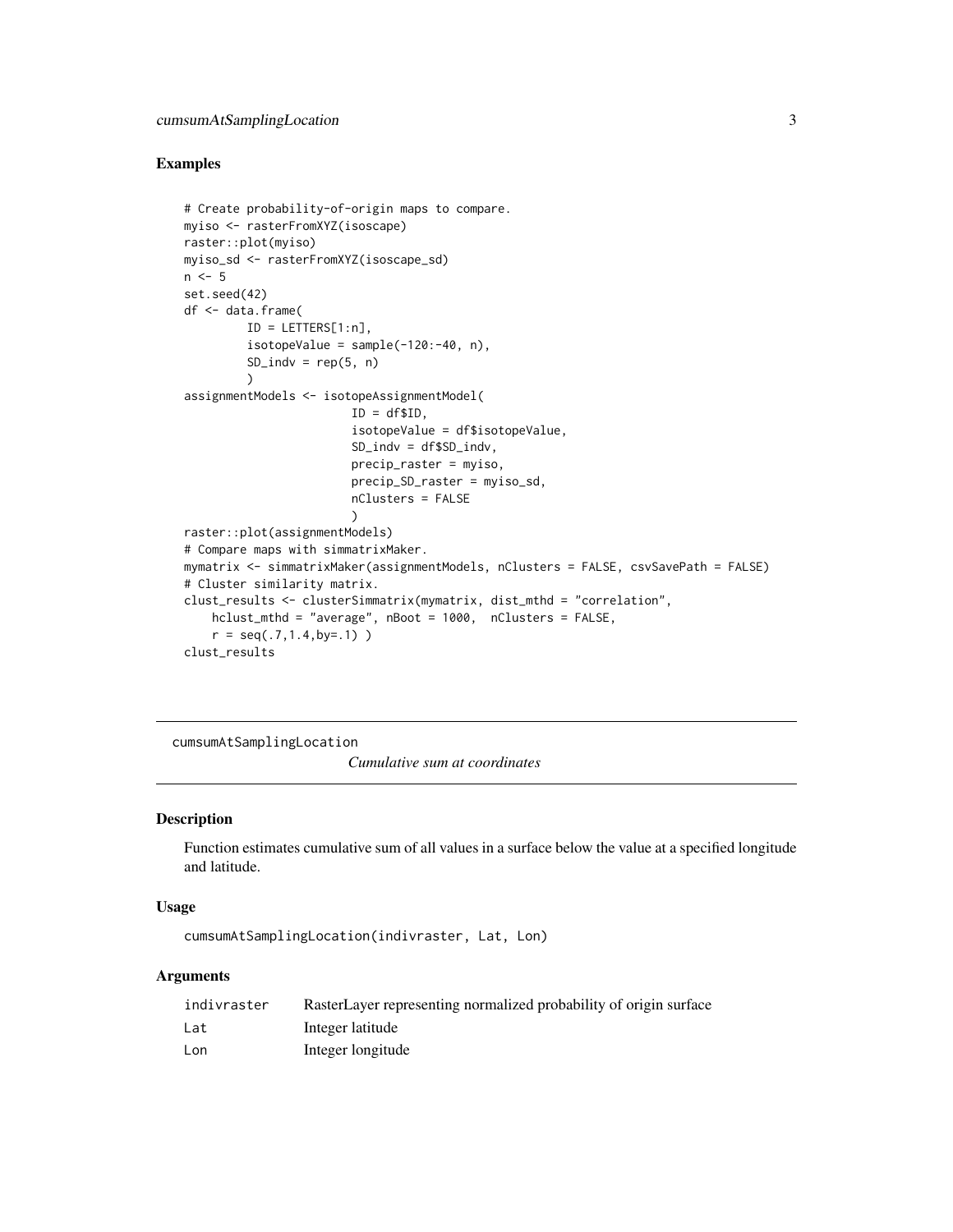## Examples

```
# Create probability-of-origin maps to compare.
myiso <- rasterFromXYZ(isoscape)
raster::plot(myiso)
myiso_sd <- rasterFromXYZ(isoscape_sd)
n <- 5
set.seed(42)
df <- data.frame(
        ID = LETTERS[1:n],
        isotopeValue = sample(-120:-40, n),
        SD_indv = rep(5, n)
        )
assignmentModels <- isotopeAssignmentModel(
                        ID = df$ID,
                        isotopeValue = df$isotopeValue,
                        SD_indv = df$SD_indv,
                        precip_raster = myiso,
                        precip_SD_raster = myiso_sd,
                        nClusters = FALSE
                        )
raster::plot(assignmentModels)
# Compare maps with simmatrixMaker.
mymatrix <- simmatrixMaker(assignmentModels, nClusters = FALSE, csvSavePath = FALSE)
# Cluster similarity matrix.
clust_results <- clusterSimmatrix(mymatrix, dist_mthd = "correlation",
    hclust_mthd = "average", nBoot = 1000,  nClusters = FALSE,
    r = seq(.7,1.4,by=.1) )
clust_results
```

---

# cumsumAtSamplingLocation *Cumulative sum at coordinates*

## Description

Function estimates cumulative sum of all values in a surface below the value at a specified longitude and latitude.

## Usage

```
cumsumAtSamplingLocation(indivraster, Lat, Lon)
```

## Arguments

| | |
|---|---|
| indivraster | RasterLayer representing normalized probability of origin surface |
| Lat | Integer latitude |
| Lon | Integer longitude |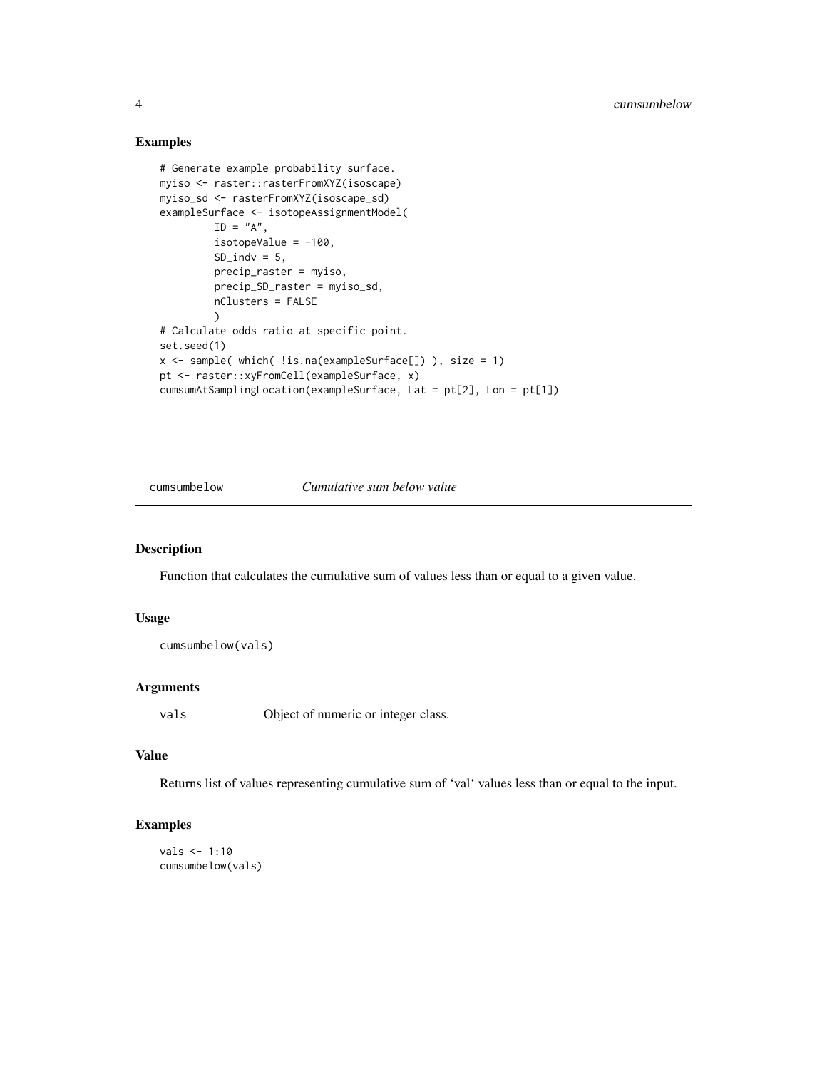## Examples

```
# Generate example probability surface.
myiso <- raster::rasterFromXYZ(isoscape)
myiso_sd <- rasterFromXYZ(isoscape_sd)
exampleSurface <- isotopeAssignmentModel(
         ID = "A",
         isotopeValue = -100,
         SD_indv = 5,
         precip_raster = myiso,
         precip_SD_raster = myiso_sd,
         nClusters = FALSE
         )
# Calculate odds ratio at specific point.
set.seed(1)
x <- sample( which( !is.na(exampleSurface[]) ), size = 1)
pt <- raster::xyFromCell(exampleSurface, x)
cumsumAtSamplingLocation(exampleSurface, Lat = pt[2], Lon = pt[1])
```

---

# cumsumbelow *Cumulative sum below value*

## Description

Function that calculates the cumulative sum of values less than or equal to a given value.

## Usage

```
cumsumbelow(vals)
```

## Arguments

| | |
|---|---|
| vals | Object of numeric or integer class. |

## Value

Returns list of values representing cumulative sum of 'val' values less than or equal to the input.

## Examples

```
vals <- 1:10
cumsumbelow(vals)
```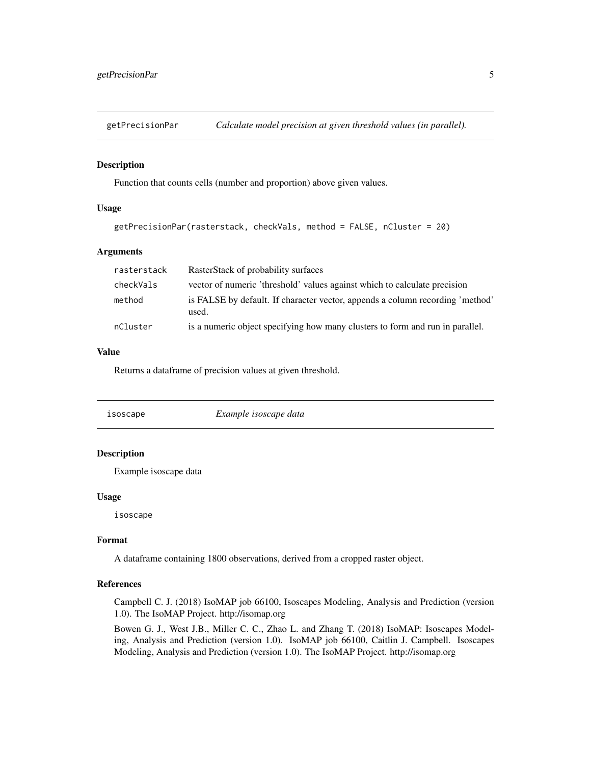## getPrecisionPar — *Calculate model precision at given threshold values (in parallel).*

### Description

Function that counts cells (number and proportion) above given values.

### Usage

```
getPrecisionPar(rasterstack, checkVals, method = FALSE, nCluster = 20)
```

### Arguments

| | |
|---|---|
| rasterstack | RasterStack of probability surfaces |
| checkVals | vector of numeric 'threshold' values against which to calculate precision |
| method | is FALSE by default. If character vector, appends a column recording 'method' used. |
| nCluster | is a numeric object specifying how many clusters to form and run in parallel. |

### Value

Returns a dataframe of precision values at given threshold.

## isoscape — *Example isoscape data*

### Description

Example isoscape data

### Usage

```
isoscape
```

### Format

A dataframe containing 1800 observations, derived from a cropped raster object.

### References

Campbell C. J. (2018) IsoMAP job 66100, Isoscapes Modeling, Analysis and Prediction (version 1.0). The IsoMAP Project. http://isomap.org

Bowen G. J., West J.B., Miller C. C., Zhao L. and Zhang T. (2018) IsoMAP: Isoscapes Modeling, Analysis and Prediction (version 1.0). IsoMAP job 66100, Caitlin J. Campbell. Isoscapes Modeling, Analysis and Prediction (version 1.0). The IsoMAP Project. http://isomap.org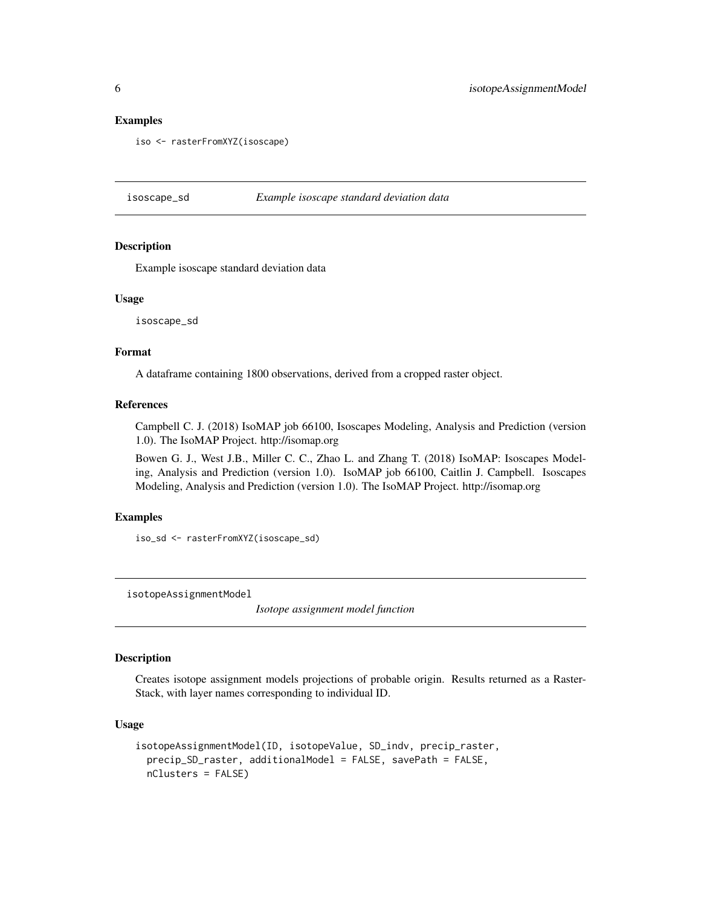### Examples

```
iso <- rasterFromXYZ(isoscape)
```

## isoscape_sd *Example isoscape standard deviation data*

### Description

Example isoscape standard deviation data

### Usage

```
isoscape_sd
```

### Format

A dataframe containing 1800 observations, derived from a cropped raster object.

### References

Campbell C. J. (2018) IsoMAP job 66100, Isoscapes Modeling, Analysis and Prediction (version 1.0). The IsoMAP Project. http://isomap.org

Bowen G. J., West J.B., Miller C. C., Zhao L. and Zhang T. (2018) IsoMAP: Isoscapes Modeling, Analysis and Prediction (version 1.0). IsoMAP job 66100, Caitlin J. Campbell. Isoscapes Modeling, Analysis and Prediction (version 1.0). The IsoMAP Project. http://isomap.org

### Examples

```
iso_sd <- rasterFromXYZ(isoscape_sd)
```

## isotopeAssignmentModel *Isotope assignment model function*

### Description

Creates isotope assignment models projections of probable origin. Results returned as a RasterStack, with layer names corresponding to individual ID.

### Usage

```
isotopeAssignmentModel(ID, isotopeValue, SD_indv, precip_raster,
  precip_SD_raster, additionalModel = FALSE, savePath = FALSE,
  nClusters = FALSE)
```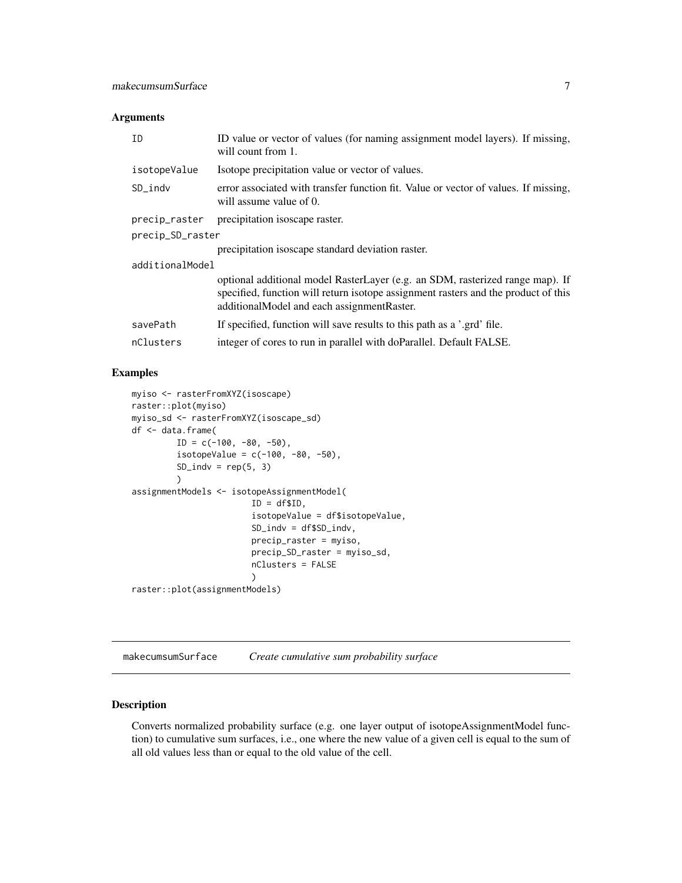### Arguments

| | |
|---|---|
| ID | ID value or vector of values (for naming assignment model layers). If missing, will count from 1. |
| isotopeValue | Isotope precipitation value or vector of values. |
| SD_indv | error associated with transfer function fit. Value or vector of values. If missing, will assume value of 0. |
| precip_raster | precipitation isoscape raster. |
| precip_SD_raster | precipitation isoscape standard deviation raster. |
| additionalModel | optional additional model RasterLayer (e.g. an SDM, rasterized range map). If specified, function will return isotope assignment rasters and the product of this additionalModel and each assignmentRaster. |
| savePath | If specified, function will save results to this path as a '.grd' file. |
| nClusters | integer of cores to run in parallel with doParallel. Default FALSE. |

### Examples

```
myiso <- rasterFromXYZ(isoscape)
raster::plot(myiso)
myiso_sd <- rasterFromXYZ(isoscape_sd)
df <- data.frame(
        ID = c(-100, -80, -50),
        isotopeValue = c(-100, -80, -50),
        SD_indv = rep(5, 3)
        )
assignmentModels <- isotopeAssignmentModel(
                        ID = df$ID,
                        isotopeValue = df$isotopeValue,
                        SD_indv = df$SD_indv,
                        precip_raster = myiso,
                        precip_SD_raster = myiso_sd,
                        nClusters = FALSE
                        )
raster::plot(assignmentModels)
```

## makecumsumSurface *Create cumulative sum probability surface*

### Description

Converts normalized probability surface (e.g. one layer output of isotopeAssignmentModel function) to cumulative sum surfaces, i.e., one where the new value of a given cell is equal to the sum of all old values less than or equal to the old value of the cell.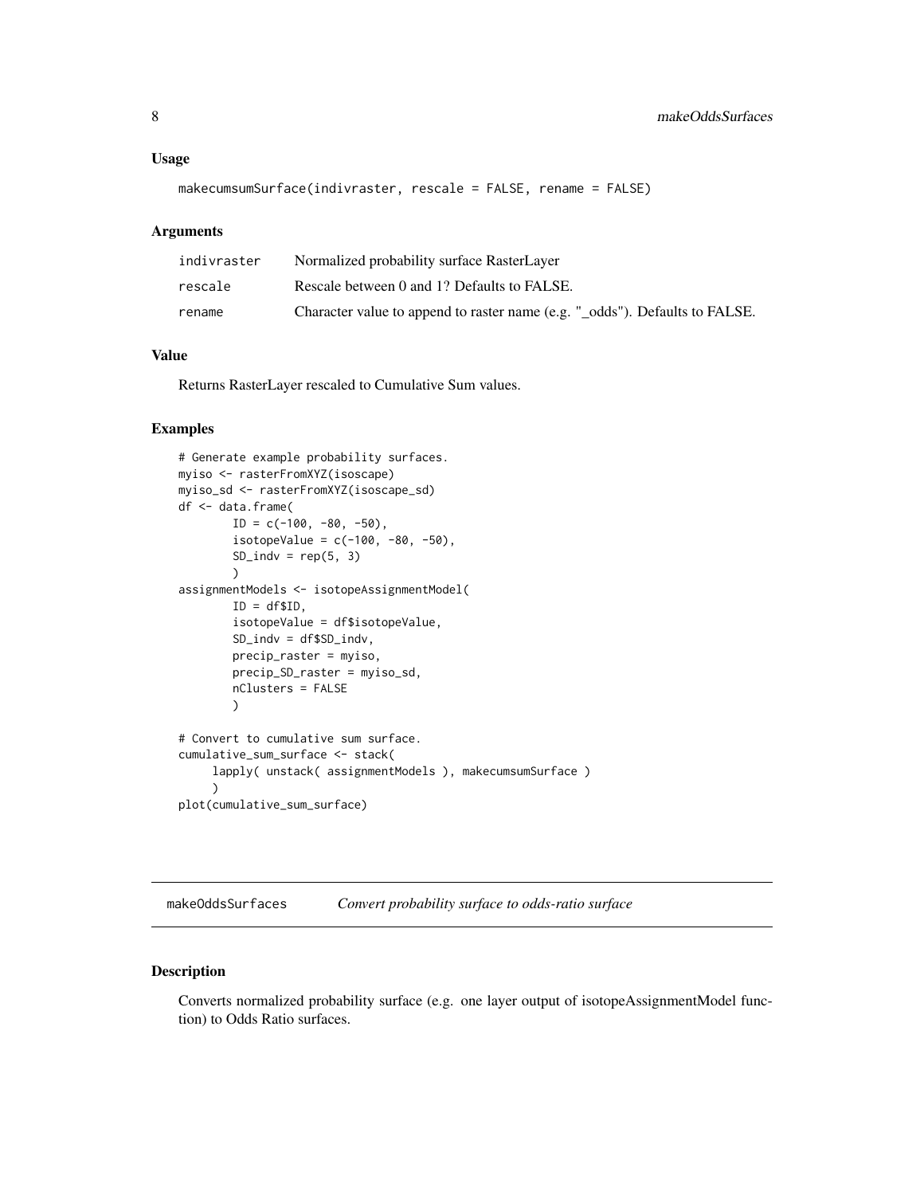### Usage

```
makecumsumSurface(indivraster, rescale = FALSE, rename = FALSE)
```

### Arguments

| | |
|---|---|
| indivraster | Normalized probability surface RasterLayer |
| rescale | Rescale between 0 and 1? Defaults to FALSE. |
| rename | Character value to append to raster name (e.g. "_odds"). Defaults to FALSE. |

### Value

Returns RasterLayer rescaled to Cumulative Sum values.

### Examples

```
# Generate example probability surfaces.
myiso <- rasterFromXYZ(isoscape)
myiso_sd <- rasterFromXYZ(isoscape_sd)
df <- data.frame(
        ID = c(-100, -80, -50),
        isotopeValue = c(-100, -80, -50),
        SD_indv = rep(5, 3)
        )
assignmentModels <- isotopeAssignmentModel(
        ID = df$ID,
        isotopeValue = df$isotopeValue,
        SD_indv = df$SD_indv,
        precip_raster = myiso,
        precip_SD_raster = myiso_sd,
        nClusters = FALSE
        )

# Convert to cumulative sum surface.
cumulative_sum_surface <- stack(
     lapply( unstack( assignmentModels ), makecumsumSurface )
     )
plot(cumulative_sum_surface)
```

---

## makeOddsSurfaces — *Convert probability surface to odds-ratio surface*

### Description

Converts normalized probability surface (e.g. one layer output of isotopeAssignmentModel function) to Odds Ratio surfaces.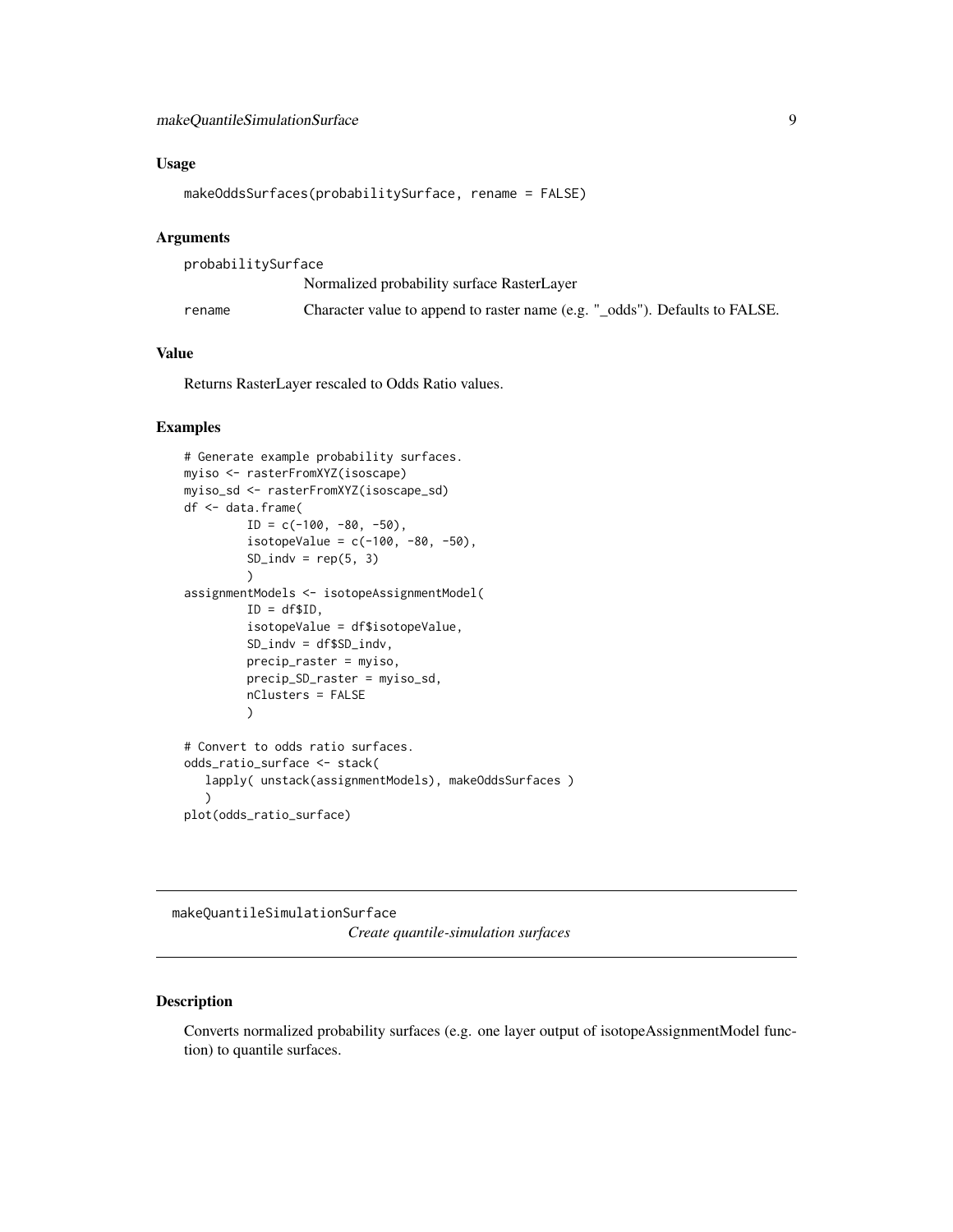### Usage

```
makeOddsSurfaces(probabilitySurface, rename = FALSE)
```

### Arguments

| | |
|---|---|
| probabilitySurface | Normalized probability surface RasterLayer |
| rename | Character value to append to raster name (e.g. "_odds"). Defaults to FALSE. |

### Value

Returns RasterLayer rescaled to Odds Ratio values.

### Examples

```
# Generate example probability surfaces.
myiso <- rasterFromXYZ(isoscape)
myiso_sd <- rasterFromXYZ(isoscape_sd)
df <- data.frame(
         ID = c(-100, -80, -50),
         isotopeValue = c(-100, -80, -50),
         SD_indv = rep(5, 3)
         )
assignmentModels <- isotopeAssignmentModel(
         ID = df$ID,
         isotopeValue = df$isotopeValue,
         SD_indv = df$SD_indv,
         precip_raster = myiso,
         precip_SD_raster = myiso_sd,
         nClusters = FALSE
         )

# Convert to odds ratio surfaces.
odds_ratio_surface <- stack(
   lapply( unstack(assignmentModels), makeOddsSurfaces )
   )
plot(odds_ratio_surface)
```

---

## makeQuantileSimulationSurface

*Create quantile-simulation surfaces*

### Description

Converts normalized probability surfaces (e.g. one layer output of isotopeAssignmentModel function) to quantile surfaces.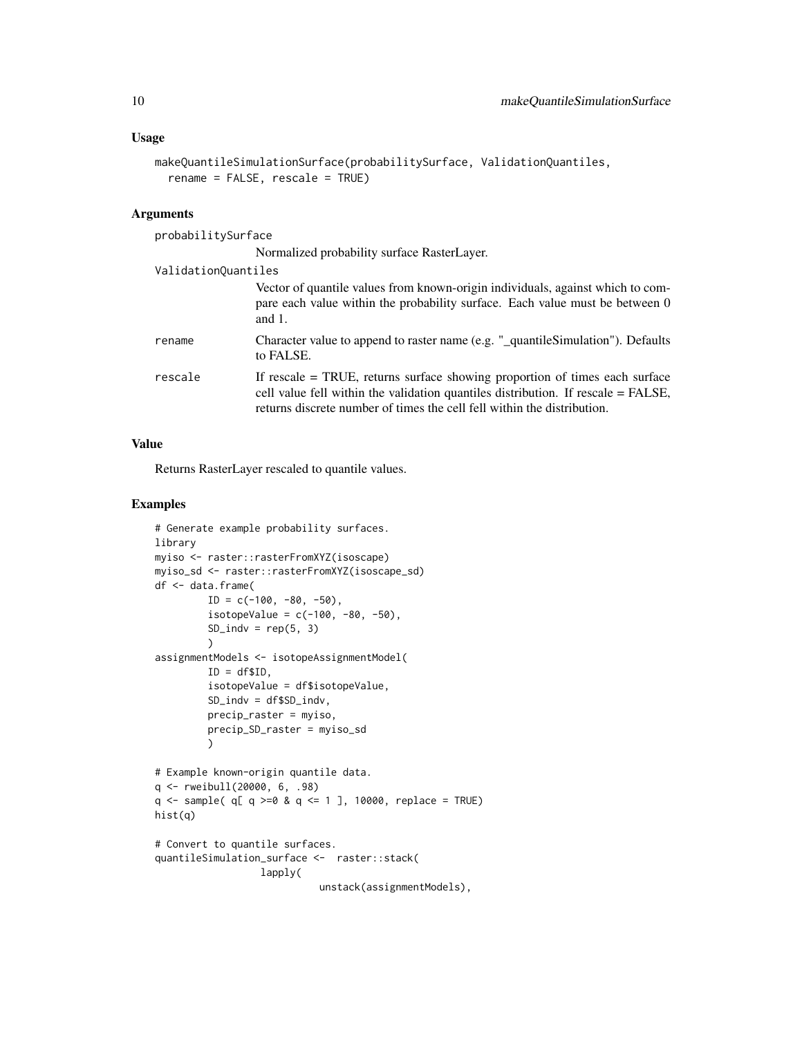### Usage

```
makeQuantileSimulationSurface(probabilitySurface, ValidationQuantiles,
  rename = FALSE, rescale = TRUE)
```

### Arguments

- `probabilitySurface` — Normalized probability surface RasterLayer.
- `ValidationQuantiles` — Vector of quantile values from known-origin individuals, against which to compare each value within the probability surface. Each value must be between 0 and 1.
- `rename` — Character value to append to raster name (e.g. "_quantileSimulation"). Defaults to FALSE.
- `rescale` — If rescale = TRUE, returns surface showing proportion of times each surface cell value fell within the validation quantiles distribution. If rescale = FALSE, returns discrete number of times the cell fell within the distribution.

### Value

Returns RasterLayer rescaled to quantile values.

### Examples

```
# Generate example probability surfaces.
library
myiso <- raster::rasterFromXYZ(isoscape)
myiso_sd <- raster::rasterFromXYZ(isoscape_sd)
df <- data.frame(
         ID = c(-100, -80, -50),
         isotopeValue = c(-100, -80, -50),
         SD_indv = rep(5, 3)
         )
assignmentModels <- isotopeAssignmentModel(
         ID = df$ID,
         isotopeValue = df$isotopeValue,
         SD_indv = df$SD_indv,
         precip_raster = myiso,
         precip_SD_raster = myiso_sd
         )

# Example known-origin quantile data.
q <- rweibull(20000, 6, .98)
q <- sample( q[ q >=0 & q <= 1 ], 10000, replace = TRUE)
hist(q)

# Convert to quantile surfaces.
quantileSimulation_surface <-  raster::stack(
                  lapply(
                           unstack(assignmentModels),
```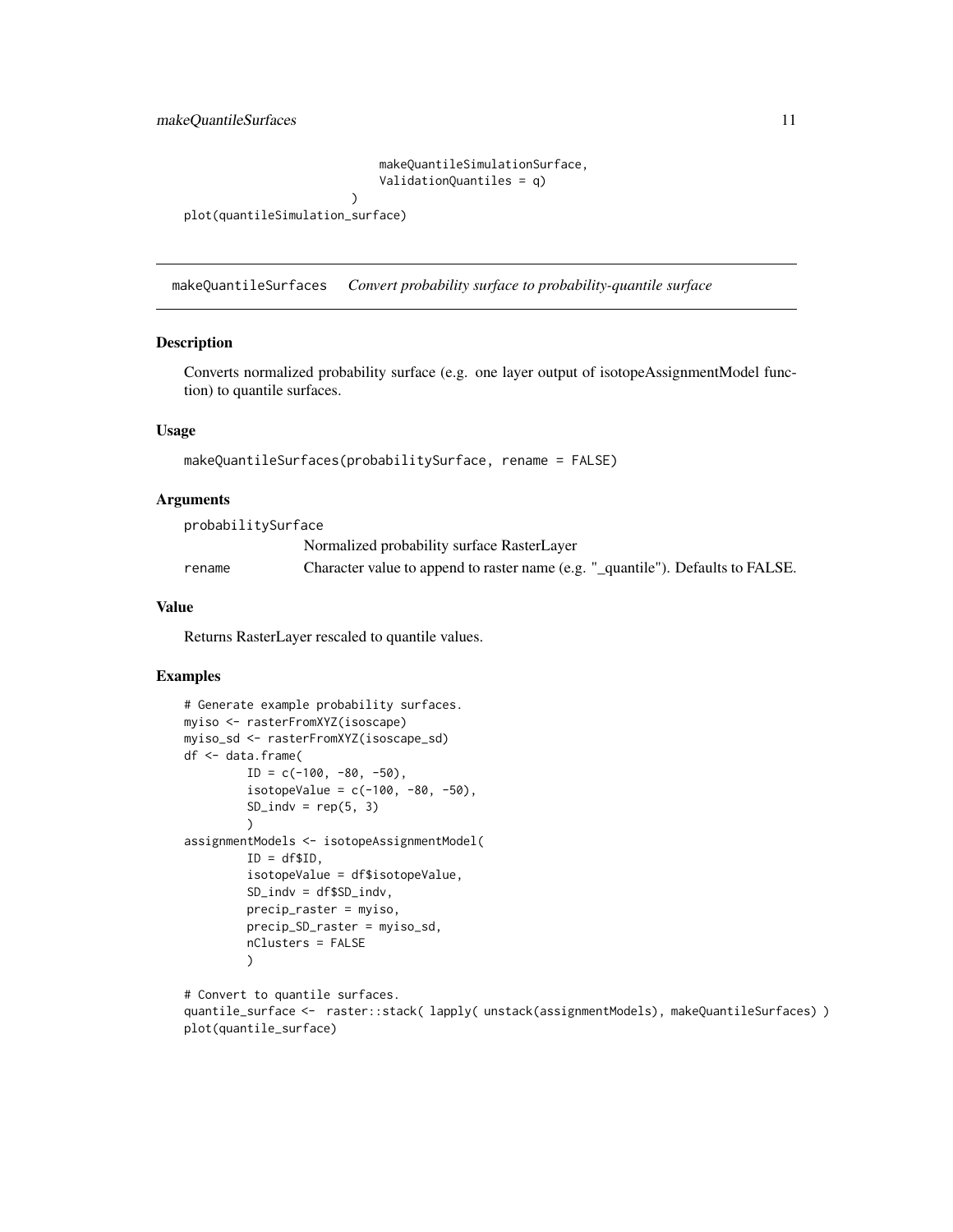```
                              makeQuantileSimulationSurface,
                              ValidationQuantiles = q)
                         )
plot(quantileSimulation_surface)
```

## makeQuantileSurfaces    *Convert probability surface to probability-quantile surface*

### Description

Converts normalized probability surface (e.g. one layer output of isotopeAssignmentModel function) to quantile surfaces.

### Usage

```
makeQuantileSurfaces(probabilitySurface, rename = FALSE)
```

### Arguments

| | |
|---|---|
| probabilitySurface | Normalized probability surface RasterLayer |
| rename | Character value to append to raster name (e.g. "_quantile"). Defaults to FALSE. |

### Value

Returns RasterLayer rescaled to quantile values.

### Examples

```
# Generate example probability surfaces.
myiso <- rasterFromXYZ(isoscape)
myiso_sd <- rasterFromXYZ(isoscape_sd)
df <- data.frame(
        ID = c(-100, -80, -50),
        isotopeValue = c(-100, -80, -50),
        SD_indv = rep(5, 3)
        )
assignmentModels <- isotopeAssignmentModel(
        ID = df$ID,
        isotopeValue = df$isotopeValue,
        SD_indv = df$SD_indv,
        precip_raster = myiso,
        precip_SD_raster = myiso_sd,
        nClusters = FALSE
        )

# Convert to quantile surfaces.
quantile_surface <-  raster::stack( lapply( unstack(assignmentModels), makeQuantileSurfaces) )
plot(quantile_surface)
```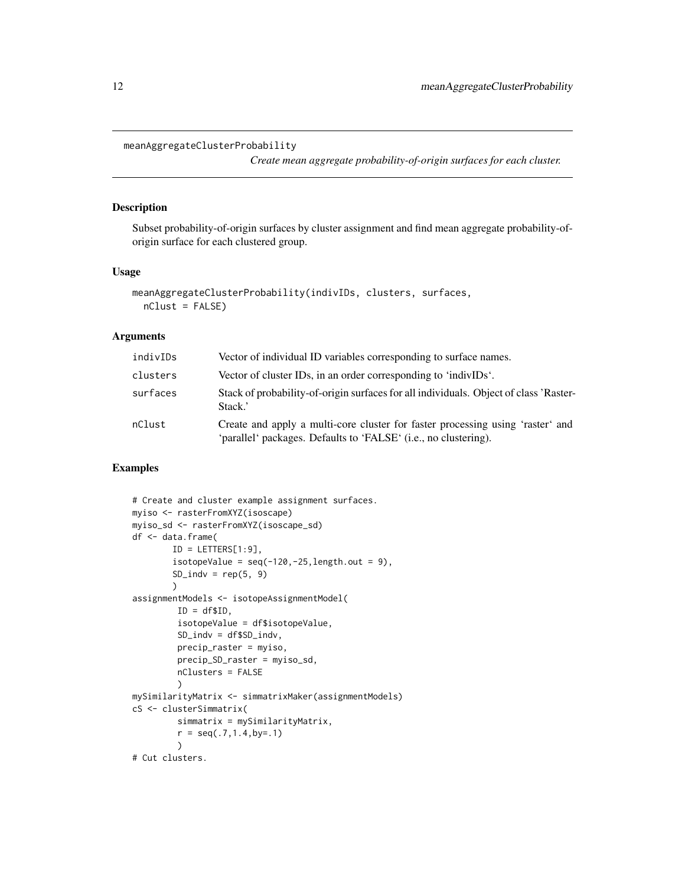## meanAggregateClusterProbability

*Create mean aggregate probability-of-origin surfaces for each cluster.*

### Description

Subset probability-of-origin surfaces by cluster assignment and find mean aggregate probability-of-origin surface for each clustered group.

### Usage

```
meanAggregateClusterProbability(indivIDs, clusters, surfaces,
  nClust = FALSE)
```

### Arguments

| | |
|---|---|
| indivIDs | Vector of individual ID variables corresponding to surface names. |
| clusters | Vector of cluster IDs, in an order corresponding to 'indivIDs'. |
| surfaces | Stack of probability-of-origin surfaces for all individuals. Object of class 'RasterStack.' |
| nClust | Create and apply a multi-core cluster for faster processing using 'raster' and 'parallel' packages. Defaults to 'FALSE' (i.e., no clustering). |

### Examples

```
# Create and cluster example assignment surfaces.
myiso <- rasterFromXYZ(isoscape)
myiso_sd <- rasterFromXYZ(isoscape_sd)
df <- data.frame(
        ID = LETTERS[1:9],
        isotopeValue = seq(-120,-25,length.out = 9),
        SD_indv = rep(5, 9)
        )
assignmentModels <- isotopeAssignmentModel(
         ID = df$ID,
         isotopeValue = df$isotopeValue,
         SD_indv = df$SD_indv,
         precip_raster = myiso,
         precip_SD_raster = myiso_sd,
         nClusters = FALSE
         )
mySimilarityMatrix <- simmatrixMaker(assignmentModels)
cS <- clusterSimmatrix(
         simmatrix = mySimilarityMatrix,
         r = seq(.7,1.4,by=.1)
         )
# Cut clusters.
```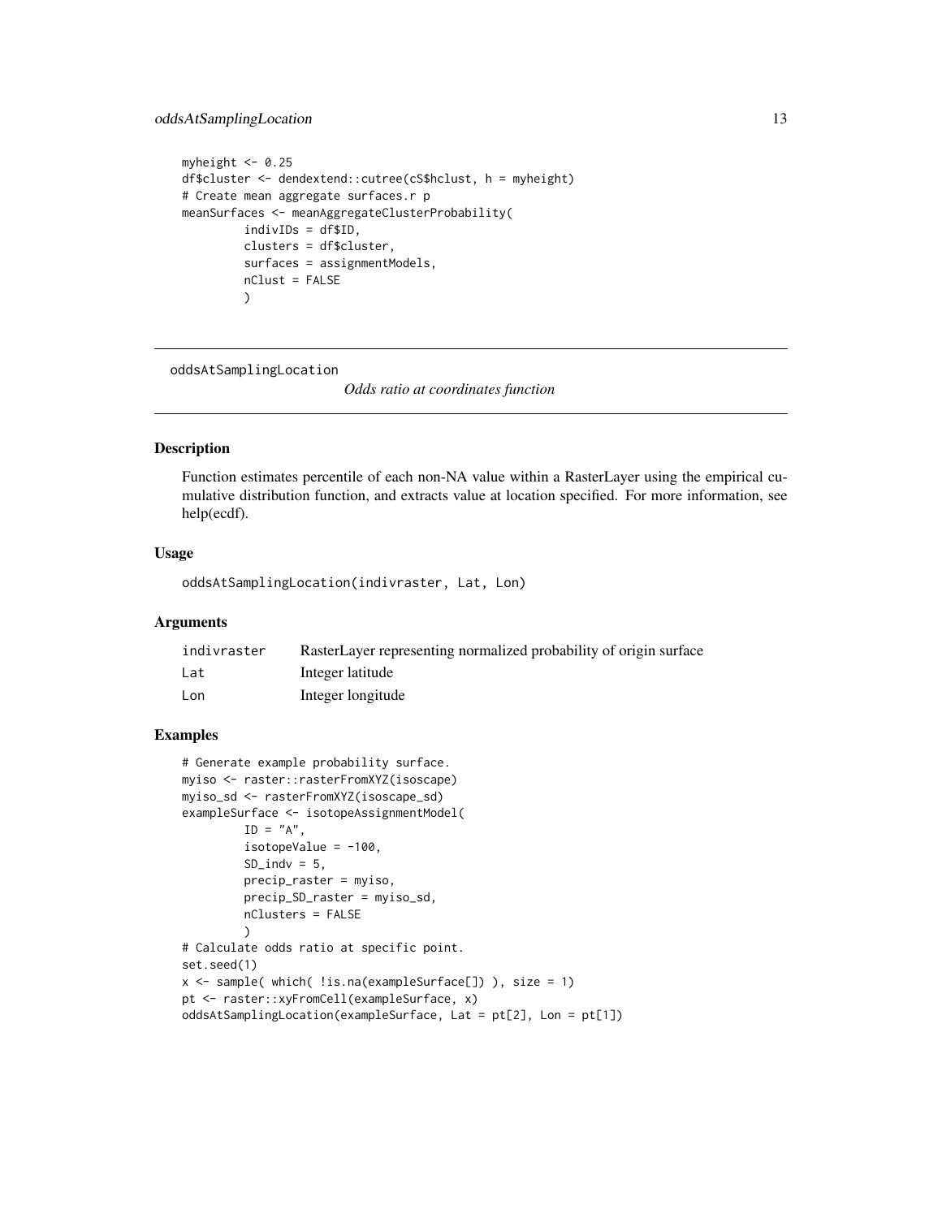```
myheight <- 0.25
df$cluster <- dendextend::cutree(cS$hclust, h = myheight)
# Create mean aggregate surfaces.r p
meanSurfaces <- meanAggregateClusterProbability(
        indivIDs = df$ID,
        clusters = df$cluster,
        surfaces = assignmentModels,
        nClust = FALSE
        )
```

---

oddsAtSamplingLocation *Odds ratio at coordinates function*

---

## Description

Function estimates percentile of each non-NA value within a RasterLayer using the empirical cumulative distribution function, and extracts value at location specified. For more information, see help(ecdf).

## Usage

```
oddsAtSamplingLocation(indivraster, Lat, Lon)
```

## Arguments

| | |
|---|---|
| indivraster | RasterLayer representing normalized probability of origin surface |
| Lat | Integer latitude |
| Lon | Integer longitude |

## Examples

```
# Generate example probability surface.
myiso <- raster::rasterFromXYZ(isoscape)
myiso_sd <- rasterFromXYZ(isoscape_sd)
exampleSurface <- isotopeAssignmentModel(
        ID = "A",
        isotopeValue = -100,
        SD_indv = 5,
        precip_raster = myiso,
        precip_SD_raster = myiso_sd,
        nClusters = FALSE
        )
# Calculate odds ratio at specific point.
set.seed(1)
x <- sample( which( !is.na(exampleSurface[]) ), size = 1)
pt <- raster::xyFromCell(exampleSurface, x)
oddsAtSamplingLocation(exampleSurface, Lat = pt[2], Lon = pt[1])
```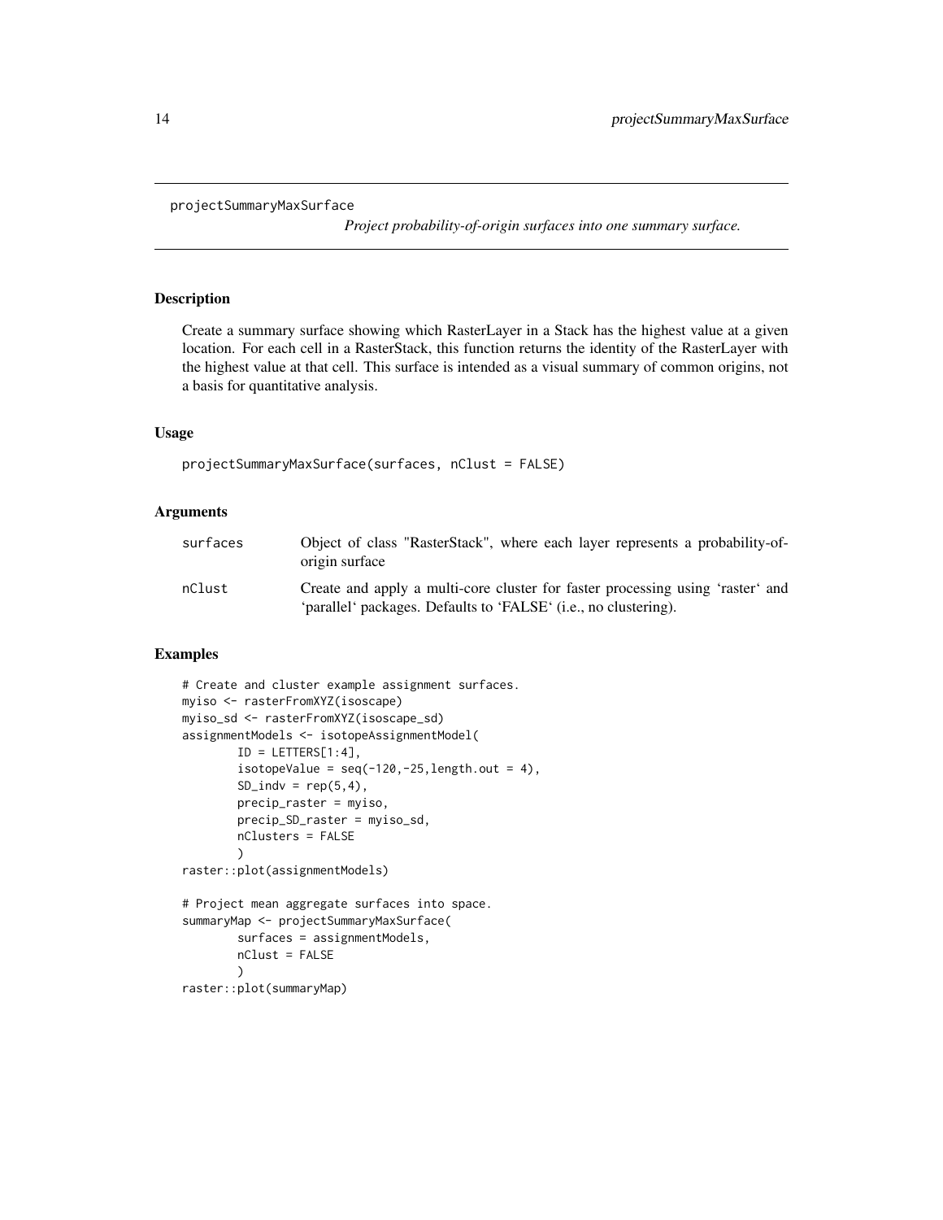projectSummaryMaxSurface *Project probability-of-origin surfaces into one summary surface.*

## Description

Create a summary surface showing which RasterLayer in a Stack has the highest value at a given location. For each cell in a RasterStack, this function returns the identity of the RasterLayer with the highest value at that cell. This surface is intended as a visual summary of common origins, not a basis for quantitative analysis.

## Usage

```
projectSummaryMaxSurface(surfaces, nClust = FALSE)
```

## Arguments

| | |
|---|---|
| surfaces | Object of class "RasterStack", where each layer represents a probability-of-origin surface |
| nClust | Create and apply a multi-core cluster for faster processing using 'raster' and 'parallel' packages. Defaults to 'FALSE' (i.e., no clustering). |

## Examples

```
# Create and cluster example assignment surfaces.
myiso <- rasterFromXYZ(isoscape)
myiso_sd <- rasterFromXYZ(isoscape_sd)
assignmentModels <- isotopeAssignmentModel(
        ID = LETTERS[1:4],
        isotopeValue = seq(-120,-25,length.out = 4),
        SD_indv = rep(5,4),
        precip_raster = myiso,
        precip_SD_raster = myiso_sd,
        nClusters = FALSE
        )
raster::plot(assignmentModels)

# Project mean aggregate surfaces into space.
summaryMap <- projectSummaryMaxSurface(
        surfaces = assignmentModels,
        nClust = FALSE
        )
raster::plot(summaryMap)
```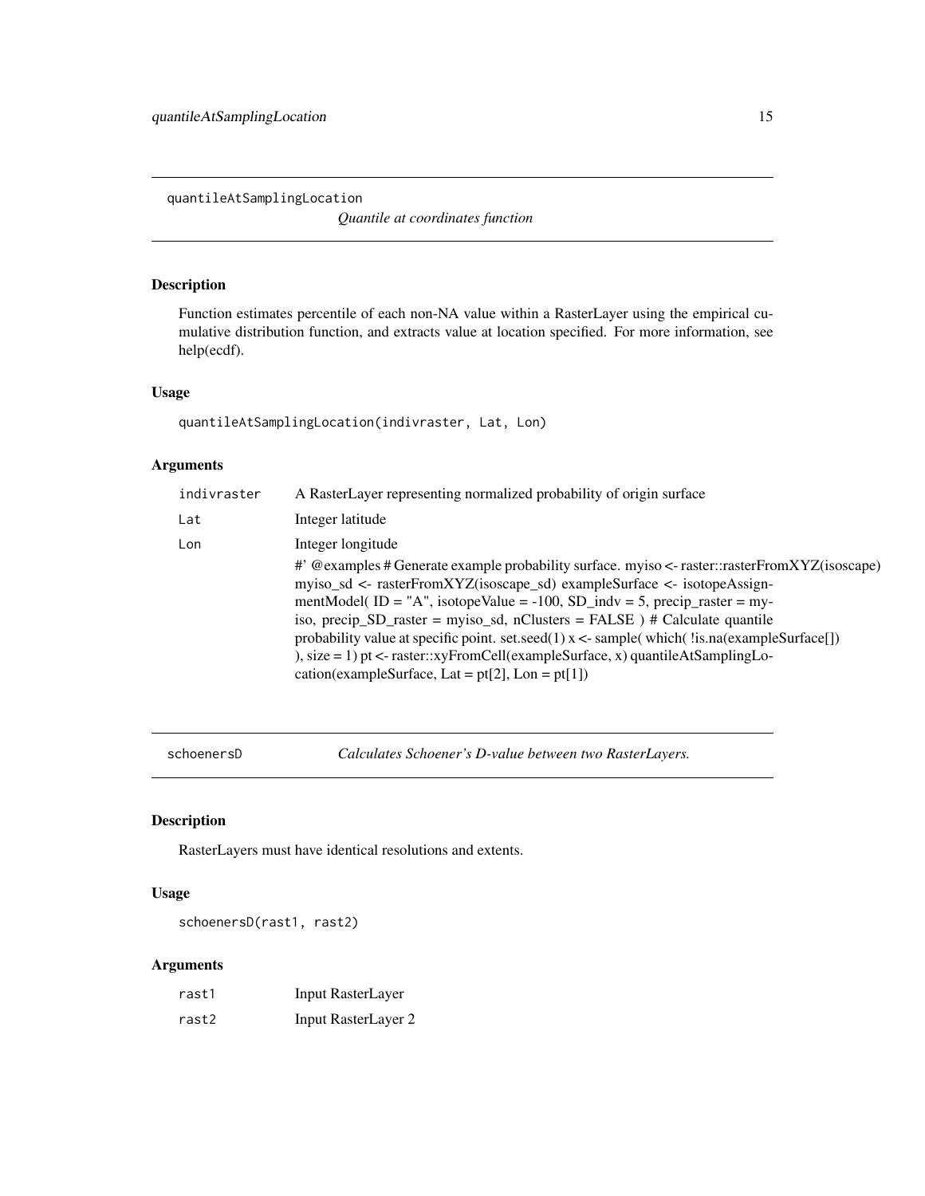## quantileAtSamplingLocation

*Quantile at coordinates function*

### Description

Function estimates percentile of each non-NA value within a RasterLayer using the empirical cumulative distribution function, and extracts value at location specified. For more information, see help(ecdf).

### Usage

```
quantileAtSamplingLocation(indivraster, Lat, Lon)
```

### Arguments

| | |
|---|---|
| `indivraster` | A RasterLayer representing normalized probability of origin surface |
| `Lat` | Integer latitude |
| `Lon` | Integer longitude<br>#' @examples # Generate example probability surface. myiso <- raster::rasterFromXYZ(isoscape) myiso_sd <- rasterFromXYZ(isoscape_sd) exampleSurface <- isotopeAssignmentModel( ID = "A", isotopeValue = -100, SD_indv = 5, precip_raster = myiso, precip_SD_raster = myiso_sd, nClusters = FALSE ) # Calculate quantile probability value at specific point. set.seed(1) x <- sample( which( !is.na(exampleSurface[]) ), size = 1) pt <- raster::xyFromCell(exampleSurface, x) quantileAtSamplingLocation(exampleSurface, Lat = pt[2], Lon = pt[1]) |

## schoenersD

*Calculates Schoener's D-value between two RasterLayers.*

### Description

RasterLayers must have identical resolutions and extents.

### Usage

```
schoenersD(rast1, rast2)
```

### Arguments

| | |
|---|---|
| `rast1` | Input RasterLayer |
| `rast2` | Input RasterLayer 2 |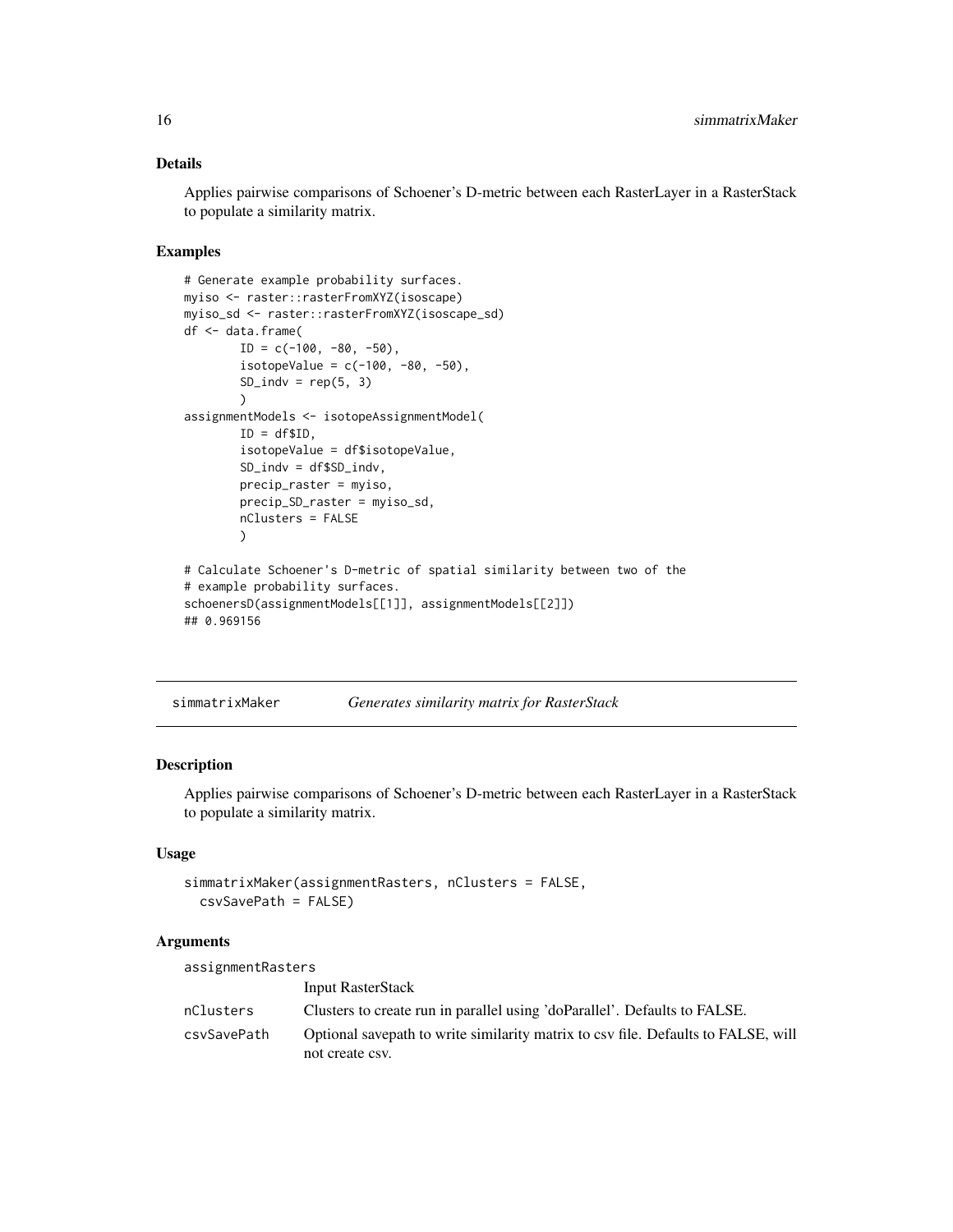### Details

Applies pairwise comparisons of Schoener's D-metric between each RasterLayer in a RasterStack to populate a similarity matrix.

### Examples

```
# Generate example probability surfaces.
myiso <- raster::rasterFromXYZ(isoscape)
myiso_sd <- raster::rasterFromXYZ(isoscape_sd)
df <- data.frame(
        ID = c(-100, -80, -50),
        isotopeValue = c(-100, -80, -50),
        SD_indv = rep(5, 3)
        )
assignmentModels <- isotopeAssignmentModel(
        ID = df$ID,
        isotopeValue = df$isotopeValue,
        SD_indv = df$SD_indv,
        precip_raster = myiso,
        precip_SD_raster = myiso_sd,
        nClusters = FALSE
        )

# Calculate Schoener's D-metric of spatial similarity between two of the
# example probability surfaces.
schoenersD(assignmentModels[[1]], assignmentModels[[2]])
## 0.969156
```

---

## simmatrixMaker *Generates similarity matrix for RasterStack*

### Description

Applies pairwise comparisons of Schoener's D-metric between each RasterLayer in a RasterStack to populate a similarity matrix.

### Usage

```
simmatrixMaker(assignmentRasters, nClusters = FALSE,
  csvSavePath = FALSE)
```

### Arguments

| | |
|---|---|
| assignmentRasters | Input RasterStack |
| nClusters | Clusters to create run in parallel using 'doParallel'. Defaults to FALSE. |
| csvSavePath | Optional savepath to write similarity matrix to csv file. Defaults to FALSE, will not create csv. |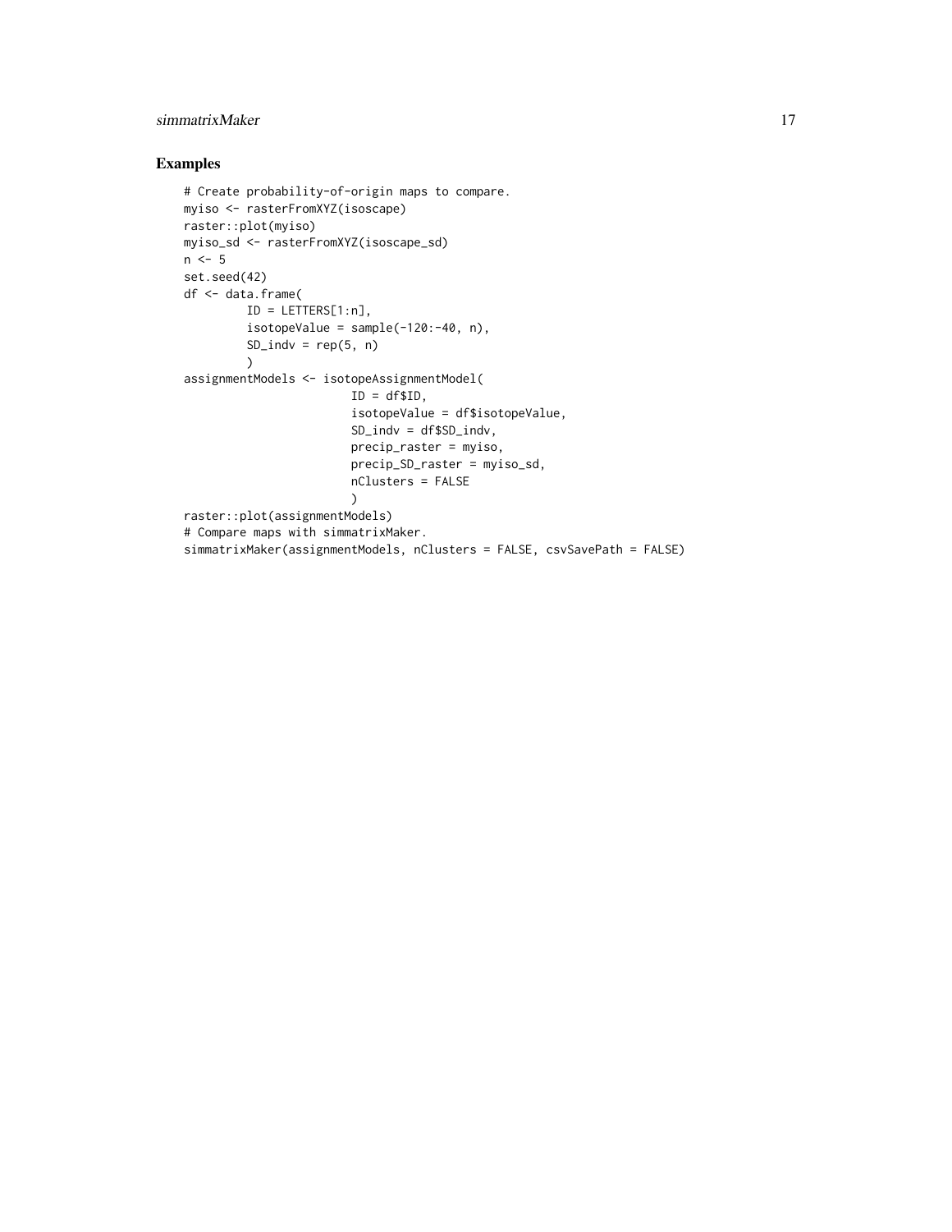## Examples

```
# Create probability-of-origin maps to compare.
myiso <- rasterFromXYZ(isoscape)
raster::plot(myiso)
myiso_sd <- rasterFromXYZ(isoscape_sd)
n <- 5
set.seed(42)
df <- data.frame(
        ID = LETTERS[1:n],
        isotopeValue = sample(-120:-40, n),
        SD_indv = rep(5, n)
        )
assignmentModels <- isotopeAssignmentModel(
                        ID = df$ID,
                        isotopeValue = df$isotopeValue,
                        SD_indv = df$SD_indv,
                        precip_raster = myiso,
                        precip_SD_raster = myiso_sd,
                        nClusters = FALSE
                        )
raster::plot(assignmentModels)
# Compare maps with simmatrixMaker.
simmatrixMaker(assignmentModels, nClusters = FALSE, csvSavePath = FALSE)
```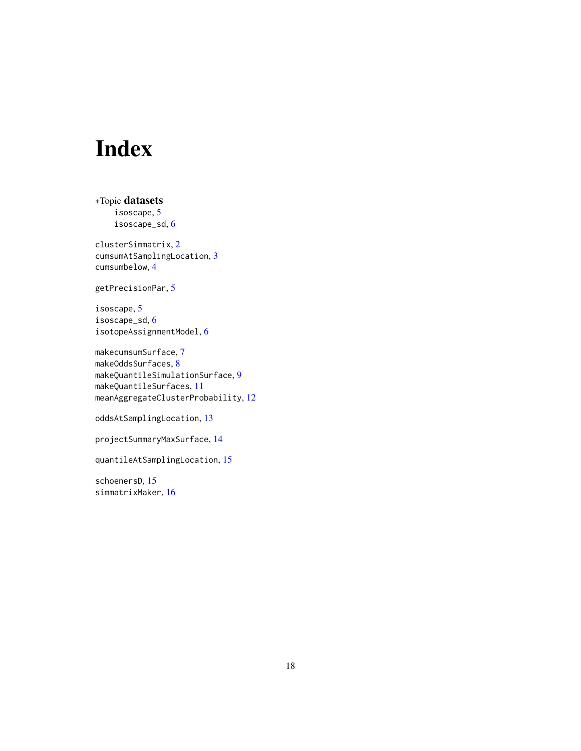# Index

*Topic **datasets**
    isoscape, 5
    isoscape_sd, 6

clusterSimmatrix, 2
cumsumAtSamplingLocation, 3
cumsumbelow, 4

getPrecisionPar, 5

isoscape, 5
isoscape_sd, 6
isotopeAssignmentModel, 6

makecumsumSurface, 7
makeOddsSurfaces, 8
makeQuantileSimulationSurface, 9
makeQuantileSurfaces, 11
meanAggregateClusterProbability, 12

oddsAtSamplingLocation, 13

projectSummaryMaxSurface, 14

quantileAtSamplingLocation, 15

schoenersD, 15
simmatrixMaker, 16